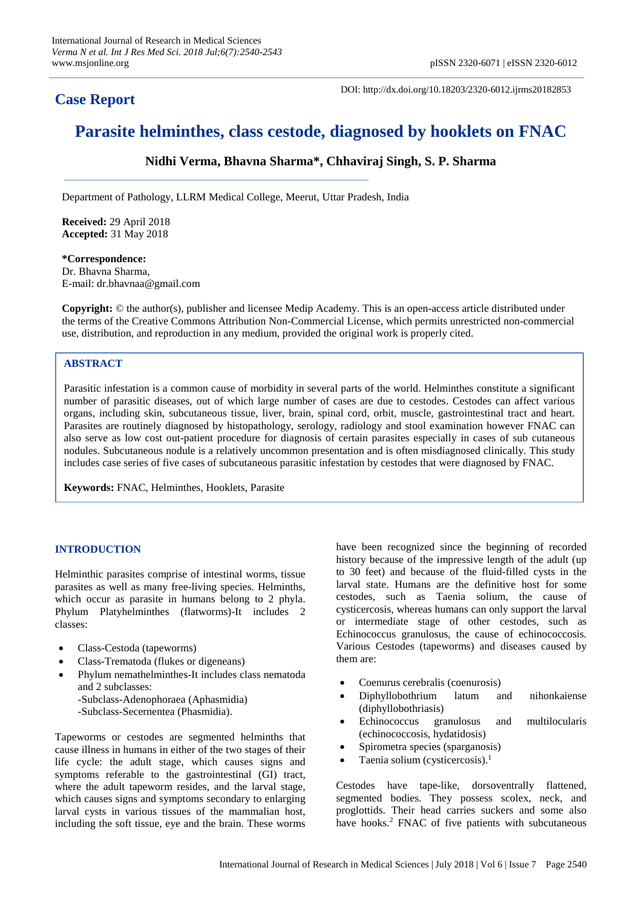# Case Report

DOI: http://dx.doi.org/10.18203/2320-6012.ijrms20182853

# Parasite helminthes, class cestode, diagnosed by hooklets on FNAC

**Nidhi Verma, Bhavna Sharma*, Chhaviraj Singh, S. P. Sharma**

Department of Pathology, LLRM Medical College, Meerut, Uttar Pradesh, India

**Received:** 29 April 2018
**Accepted:** 31 May 2018

**\*Correspondence:**
Dr. Bhavna Sharma,
E-mail: dr.bhavnaa@gmail.com

**Copyright:** © the author(s), publisher and licensee Medip Academy. This is an open-access article distributed under the terms of the Creative Commons Attribution Non-Commercial License, which permits unrestricted non-commercial use, distribution, and reproduction in any medium, provided the original work is properly cited.

## ABSTRACT

Parasitic infestation is a common cause of morbidity in several parts of the world. Helminthes constitute a significant number of parasitic diseases, out of which large number of cases are due to cestodes. Cestodes can affect various organs, including skin, subcutaneous tissue, liver, brain, spinal cord, orbit, muscle, gastrointestinal tract and heart. Parasites are routinely diagnosed by histopathology, serology, radiology and stool examination however FNAC can also serve as low cost out-patient procedure for diagnosis of certain parasites especially in cases of sub cutaneous nodules. Subcutaneous nodule is a relatively uncommon presentation and is often misdiagnosed clinically. This study includes case series of five cases of subcutaneous parasitic infestation by cestodes that were diagnosed by FNAC.

**Keywords:** FNAC, Helminthes, Hooklets, Parasite

## INTRODUCTION

Helminthic parasites comprise of intestinal worms, tissue parasites as well as many free-living species. Helminths, which occur as parasite in humans belong to 2 phyla. Phylum Platyhelminthes (flatworms)-It includes 2 classes:

- Class-Cestoda (tapeworms)
- Class-Trematoda (flukes or digeneans)
- Phylum nemathelminthes-It includes class nematoda and 2 subclasses:
  -Subclass-Adenophoraea (Aphasmidia)
  -Subclass-Secernentea (Phasmidia).

Tapeworms or cestodes are segmented helminths that cause illness in humans in either of the two stages of their life cycle: the adult stage, which causes signs and symptoms referable to the gastrointestinal (GI) tract, where the adult tapeworm resides, and the larval stage, which causes signs and symptoms secondary to enlarging larval cysts in various tissues of the mammalian host, including the soft tissue, eye and the brain. These worms have been recognized since the beginning of recorded history because of the impressive length of the adult (up to 30 feet) and because of the fluid-filled cysts in the larval state. Humans are the definitive host for some cestodes, such as Taenia solium, the cause of cysticercosis, whereas humans can only support the larval or intermediate stage of other cestodes, such as Echinococcus granulosus, the cause of echinococcosis. Various Cestodes (tapeworms) and diseases caused by them are:

- Coenurus cerebralis (coenurosis)
- Diphyllobothrium latum and nihonkaiense (diphyllobothriasis)
- Echinococcus granulosus and multilocularis (echinococcosis, hydatidosis)
- Spirometra species (sparganosis)
- Taenia solium (cysticercosis).[1]

Cestodes have tape-like, dorsoventrally flattened, segmented bodies. They possess scolex, neck, and proglottids. Their head carries suckers and some also have hooks.[2] FNAC of five patients with subcutaneous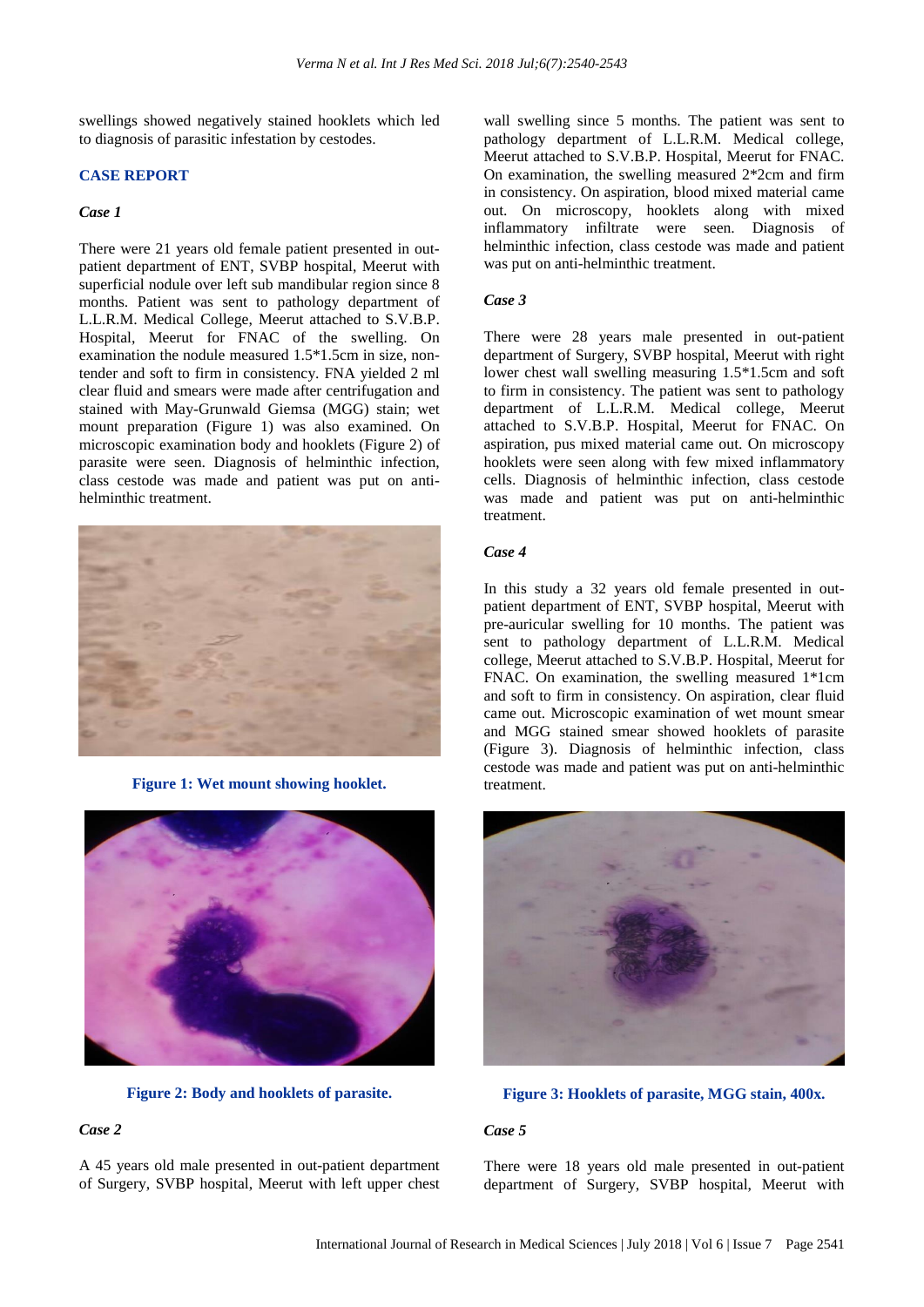swellings showed negatively stained hooklets which led to diagnosis of parasitic infestation by cestodes.

## CASE REPORT

### *Case 1*

There were 21 years old female patient presented in out-patient department of ENT, SVBP hospital, Meerut with superficial nodule over left sub mandibular region since 8 months. Patient was sent to pathology department of L.L.R.M. Medical College, Meerut attached to S.V.B.P. Hospital, Meerut for FNAC of the swelling. On examination the nodule measured 1.5*1.5cm in size, non-tender and soft to firm in consistency. FNA yielded 2 ml clear fluid and smears were made after centrifugation and stained with May-Grunwald Giemsa (MGG) stain; wet mount preparation (Figure 1) was also examined. On microscopic examination body and hooklets (Figure 2) of parasite were seen. Diagnosis of helminthic infection, class cestode was made and patient was put on anti-helminthic treatment.

**Figure 1: Wet mount showing hooklet.**

**Figure 2: Body and hooklets of parasite.**

### *Case 2*

A 45 years old male presented in out-patient department of Surgery, SVBP hospital, Meerut with left upper chest wall swelling since 5 months. The patient was sent to pathology department of L.L.R.M. Medical college, Meerut attached to S.V.B.P. Hospital, Meerut for FNAC. On examination, the swelling measured 2*2cm and firm in consistency. On aspiration, blood mixed material came out. On microscopy, hooklets along with mixed inflammatory infiltrate were seen. Diagnosis of helminthic infection, class cestode was made and patient was put on anti-helminthic treatment.

### *Case 3*

There were 28 years male presented in out-patient department of Surgery, SVBP hospital, Meerut with right lower chest wall swelling measuring 1.5*1.5cm and soft to firm in consistency. The patient was sent to pathology department of L.L.R.M. Medical college, Meerut attached to S.V.B.P. Hospital, Meerut for FNAC. On aspiration, pus mixed material came out. On microscopy hooklets were seen along with few mixed inflammatory cells. Diagnosis of helminthic infection, class cestode was made and patient was put on anti-helminthic treatment.

### *Case 4*

In this study a 32 years old female presented in out-patient department of ENT, SVBP hospital, Meerut with pre-auricular swelling for 10 months. The patient was sent to pathology department of L.L.R.M. Medical college, Meerut attached to S.V.B.P. Hospital, Meerut for FNAC. On examination, the swelling measured 1*1cm and soft to firm in consistency. On aspiration, clear fluid came out. Microscopic examination of wet mount smear and MGG stained smear showed hooklets of parasite (Figure 3). Diagnosis of helminthic infection, class cestode was made and patient was put on anti-helminthic treatment.

**Figure 3: Hooklets of parasite, MGG stain, 400x.**

### *Case 5*

There were 18 years old male presented in out-patient department of Surgery, SVBP hospital, Meerut with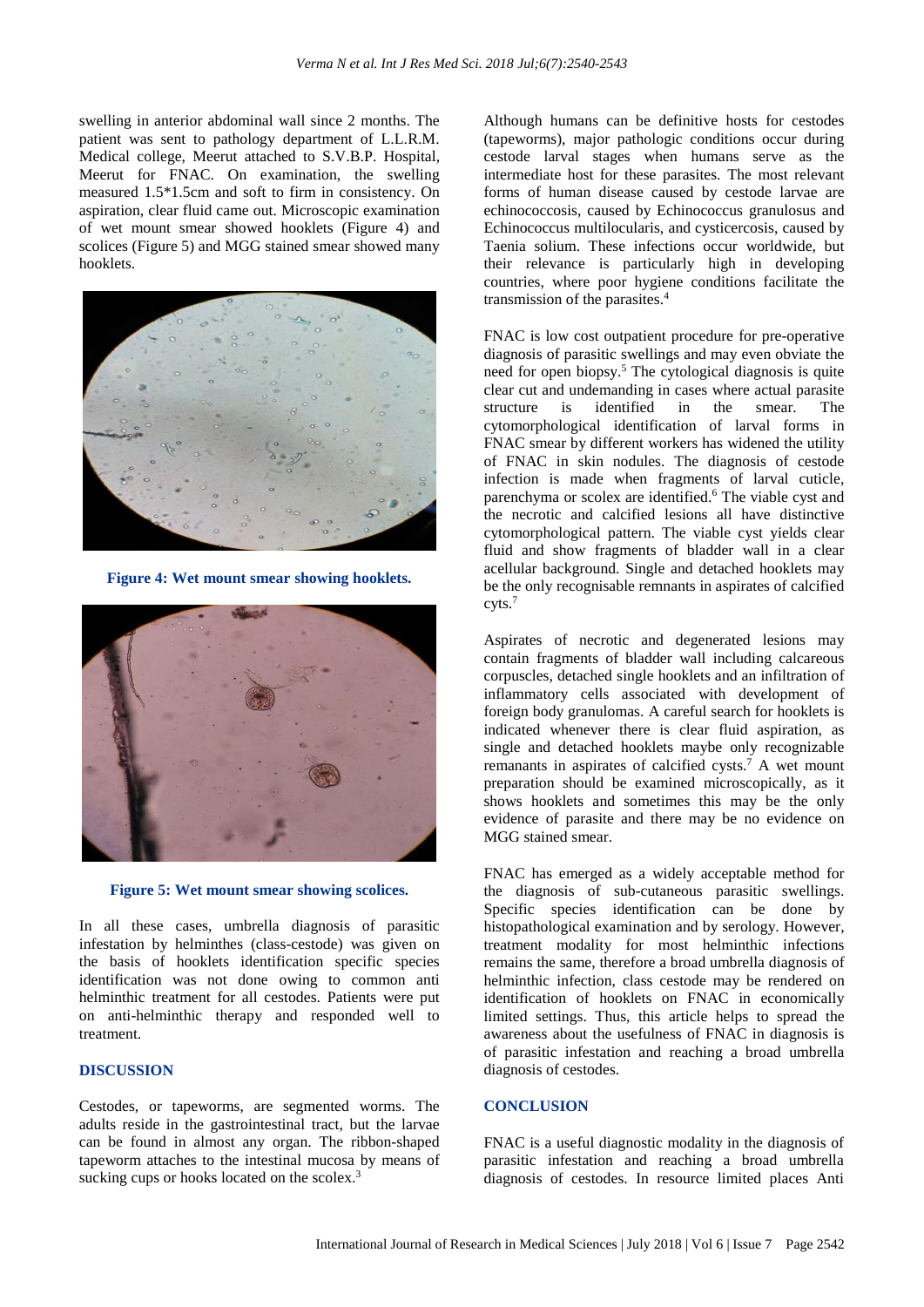swelling in anterior abdominal wall since 2 months. The patient was sent to pathology department of L.L.R.M. Medical college, Meerut attached to S.V.B.P. Hospital, Meerut for FNAC. On examination, the swelling measured 1.5*1.5cm and soft to firm in consistency. On aspiration, clear fluid came out. Microscopic examination of wet mount smear showed hooklets (Figure 4) and scolices (Figure 5) and MGG stained smear showed many hooklets.

**Figure 4: Wet mount smear showing hooklets.**

**Figure 5: Wet mount smear showing scolices.**

In all these cases, umbrella diagnosis of parasitic infestation by helminthes (class-cestode) was given on the basis of hooklets identification specific species identification was not done owing to common anti helminthic treatment for all cestodes. Patients were put on anti-helminthic therapy and responded well to treatment.

## DISCUSSION

Cestodes, or tapeworms, are segmented worms. The adults reside in the gastrointestinal tract, but the larvae can be found in almost any organ. The ribbon-shaped tapeworm attaches to the intestinal mucosa by means of sucking cups or hooks located on the scolex.[3]

Although humans can be definitive hosts for cestodes (tapeworms), major pathologic conditions occur during cestode larval stages when humans serve as the intermediate host for these parasites. The most relevant forms of human disease caused by cestode larvae are echinococcosis, caused by Echinococcus granulosus and Echinococcus multilocularis, and cysticercosis, caused by Taenia solium. These infections occur worldwide, but their relevance is particularly high in developing countries, where poor hygiene conditions facilitate the transmission of the parasites.[4]

FNAC is low cost outpatient procedure for pre-operative diagnosis of parasitic swellings and may even obviate the need for open biopsy.[5] The cytological diagnosis is quite clear cut and undemanding in cases where actual parasite structure is identified in the smear. The cytomorphological identification of larval forms in FNAC smear by different workers has widened the utility of FNAC in skin nodules. The diagnosis of cestode infection is made when fragments of larval cuticle, parenchyma or scolex are identified.[6] The viable cyst and the necrotic and calcified lesions all have distinctive cytomorphological pattern. The viable cyst yields clear fluid and show fragments of bladder wall in a clear acellular background. Single and detached hooklets may be the only recognisable remnants in aspirates of calcified cyts.[7]

Aspirates of necrotic and degenerated lesions may contain fragments of bladder wall including calcareous corpuscles, detached single hooklets and an infiltration of inflammatory cells associated with development of foreign body granulomas. A careful search for hooklets is indicated whenever there is clear fluid aspiration, as single and detached hooklets maybe only recognizable remanants in aspirates of calcified cysts.[7] A wet mount preparation should be examined microscopically, as it shows hooklets and sometimes this may be the only evidence of parasite and there may be no evidence on MGG stained smear.

FNAC has emerged as a widely acceptable method for the diagnosis of sub-cuteneous parasitic swellings. Specific species identification can be done by histopathological examination and by serology. However, treatment modality for most helminthic infections remains the same, therefore a broad umbrella diagnosis of helminthic infection, class cestode may be rendered on identification of hooklets on FNAC in economically limited settings. Thus, this article helps to spread the awareness about the usefulness of FNAC in diagnosis is of parasitic infestation and reaching a broad umbrella diagnosis of cestodes.

## CONCLUSION

FNAC is a useful diagnostic modality in the diagnosis of parasitic infestation and reaching a broad umbrella diagnosis of cestodes. In resource limited places Anti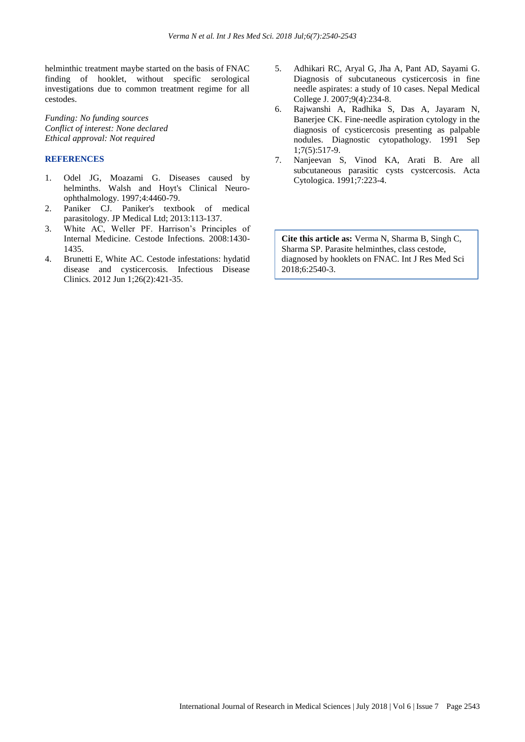helminthic treatment maybe started on the basis of FNAC finding of hooklet, without specific serological investigations due to common treatment regime for all cestodes.

*Funding: No funding sources*
*Conflict of interest: None declared*
*Ethical approval: Not required*

## REFERENCES

1. Odel JG, Moazami G. Diseases caused by helminths. Walsh and Hoyt's Clinical Neuro-ophthalmology. 1997;4:4460-79.
2. Paniker CJ. Paniker's textbook of medical parasitology. JP Medical Ltd; 2013:113-137.
3. White AC, Weller PF. Harrison's Principles of Internal Medicine. Cestode Infections. 2008:1430-1435.
4. Brunetti E, White AC. Cestode infestations: hydatid disease and cysticercosis. Infectious Disease Clinics. 2012 Jun 1;26(2):421-35.
5. Adhikari RC, Aryal G, Jha A, Pant AD, Sayami G. Diagnosis of subcutaneous cysticercosis in fine needle aspirates: a study of 10 cases. Nepal Medical College J. 2007;9(4):234-8.
6. Rajwanshi A, Radhika S, Das A, Jayaram N, Banerjee CK. Fine-needle aspiration cytology in the diagnosis of cysticercosis presenting as palpable nodules. Diagnostic cytopathology. 1991 Sep 1;7(5):517-9.
7. Nanjeevan S, Vinod KA, Arati B. Are all subcutaneous parasitic cysts cystcercosis. Acta Cytologica. 1991;7:223-4.

**Cite this article as:** Verma N, Sharma B, Singh C, Sharma SP. Parasite helminthes, class cestode, diagnosed by hooklets on FNAC. Int J Res Med Sci 2018;6:2540-3.